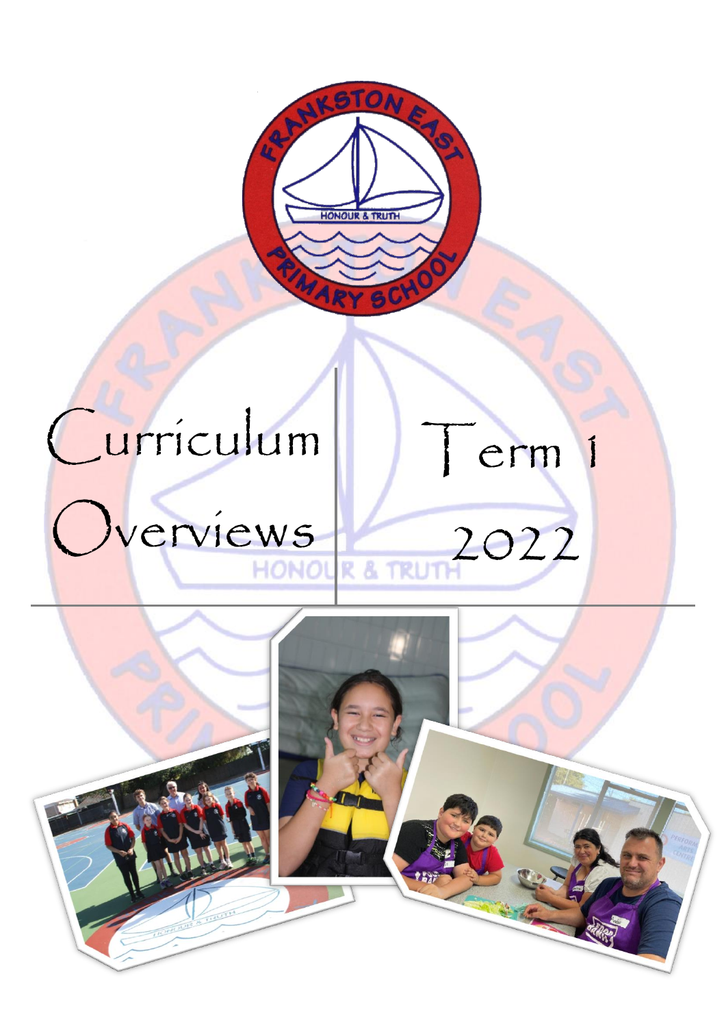# Curriculum Overviews

# Term 1 2022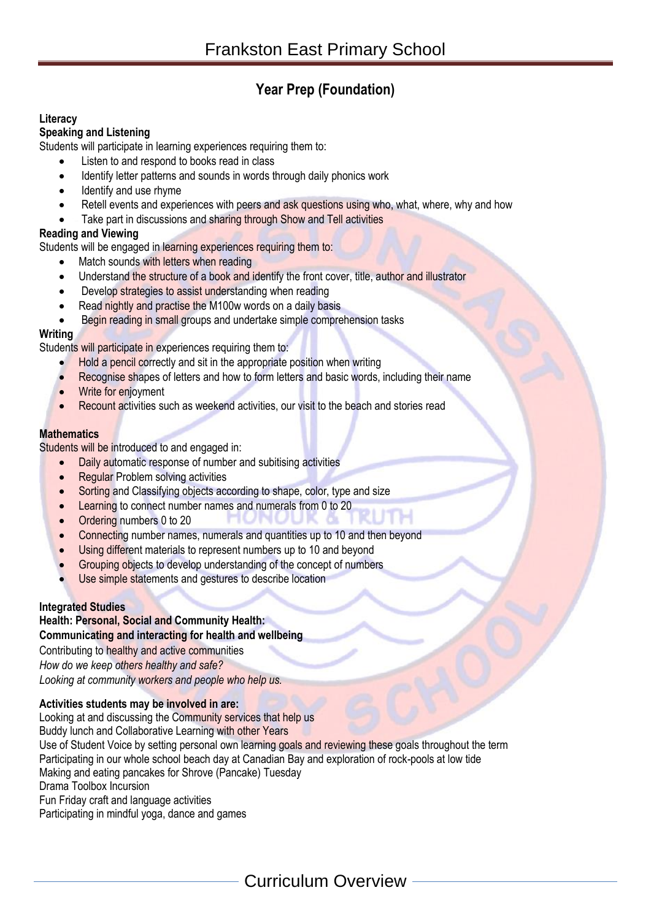## Year Prep (Foundation)

**Literacy**

**Speaking and Listening**

Students will participate in learning experiences requiring them to:

- Listen to and respond to books read in class
- Identify letter patterns and sounds in words through daily phonics work
- Identify and use rhyme
- Retell events and experiences with peers and ask questions using who, what, where, why and how
- Take part in discussions and sharing through Show and Tell activities

**Reading and Viewing**

Students will be engaged in learning experiences requiring them to:

- Match sounds with letters when reading
- Understand the structure of a book and identify the front cover, title, author and illustrator
- Develop strategies to assist understanding when reading
- Read nightly and practise the M100w words on a daily basis
- Begin reading in small groups and undertake simple comprehension tasks

**Writing**

Students will participate in experiences requiring them to:

- Hold a pencil correctly and sit in the appropriate position when writing
- Recognise shapes of letters and how to form letters and basic words, including their name
- Write for enjoyment
- Recount activities such as weekend activities, our visit to the beach and stories read

**Mathematics**

Students will be introduced to and engaged in:

- Daily automatic response of number and subitising activities
- Regular Problem solving activities
- Sorting and Classifying objects according to shape, color, type and size
- Learning to connect number names and numerals from 0 to 20
- Ordering numbers 0 to 20
- Connecting number names, numerals and quantities up to 10 and then beyond
- Using different materials to represent numbers up to 10 and beyond
- Grouping objects to develop understanding of the concept of numbers
- Use simple statements and gestures to describe location

**Integrated Studies**

**Health: Personal, Social and Community Health:**

**Communicating and interacting for health and wellbeing**

Contributing to healthy and active communities

*How do we keep others healthy and safe?*

*Looking at community workers and people who help us.*

**Activities students may be involved in are:**

Looking at and discussing the Community services that help us

Buddy lunch and Collaborative Learning with other Years

Use of Student Voice by setting personal own learning goals and reviewing these goals throughout the term

Participating in our whole school beach day at Canadian Bay and exploration of rock-pools at low tide

Making and eating pancakes for Shrove (Pancake) Tuesday

Drama Toolbox Incursion

Fun Friday craft and language activities

Participating in mindful yoga, dance and games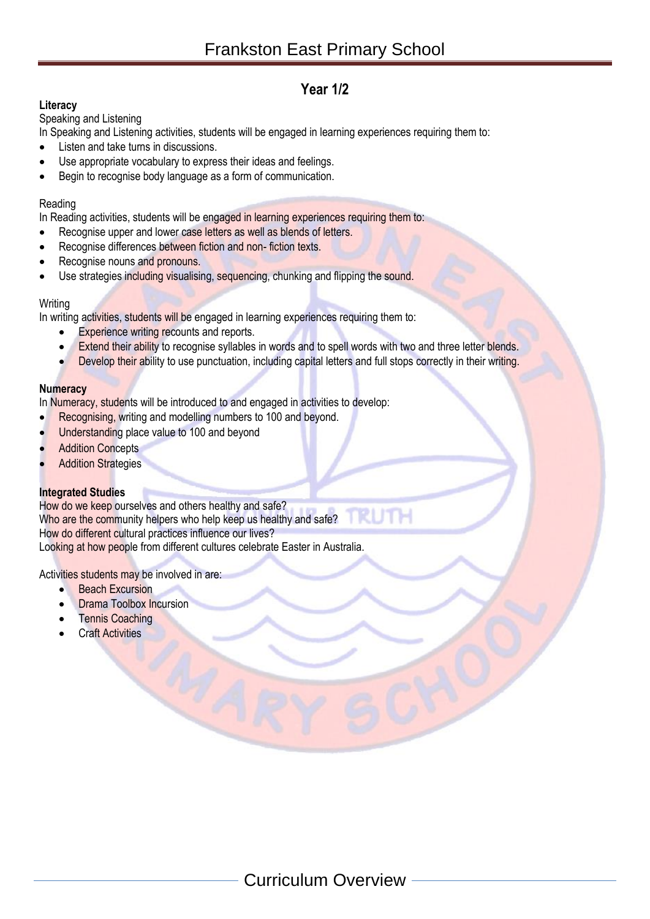## Year 1/2

### Literacy

Speaking and Listening

In Speaking and Listening activities, students will be engaged in learning experiences requiring them to:

- Listen and take turns in discussions.
- Use appropriate vocabulary to express their ideas and feelings.
- Begin to recognise body language as a form of communication.

Reading

In Reading activities, students will be engaged in learning experiences requiring them to:

- Recognise upper and lower case letters as well as blends of letters.
- Recognise differences between fiction and non- fiction texts.
- Recognise nouns and pronouns.
- Use strategies including visualising, sequencing, chunking and flipping the sound.

Writing

In writing activities, students will be engaged in learning experiences requiring them to:

- Experience writing recounts and reports.
- Extend their ability to recognise syllables in words and to spell words with two and three letter blends.
- Develop their ability to use punctuation, including capital letters and full stops correctly in their writing.

### Numeracy

In Numeracy, students will be introduced to and engaged in activities to develop:

- Recognising, writing and modelling numbers to 100 and beyond.
- Understanding place value to 100 and beyond
- Addition Concepts
- Addition Strategies

### Integrated Studies

How do we keep ourselves and others healthy and safe?
Who are the community helpers who help keep us healthy and safe?
How do different cultural practices influence our lives?
Looking at how people from different cultures celebrate Easter in Australia.

Activities students may be involved in are:

- Beach Excursion
- Drama Toolbox Incursion
- Tennis Coaching
- Craft Activities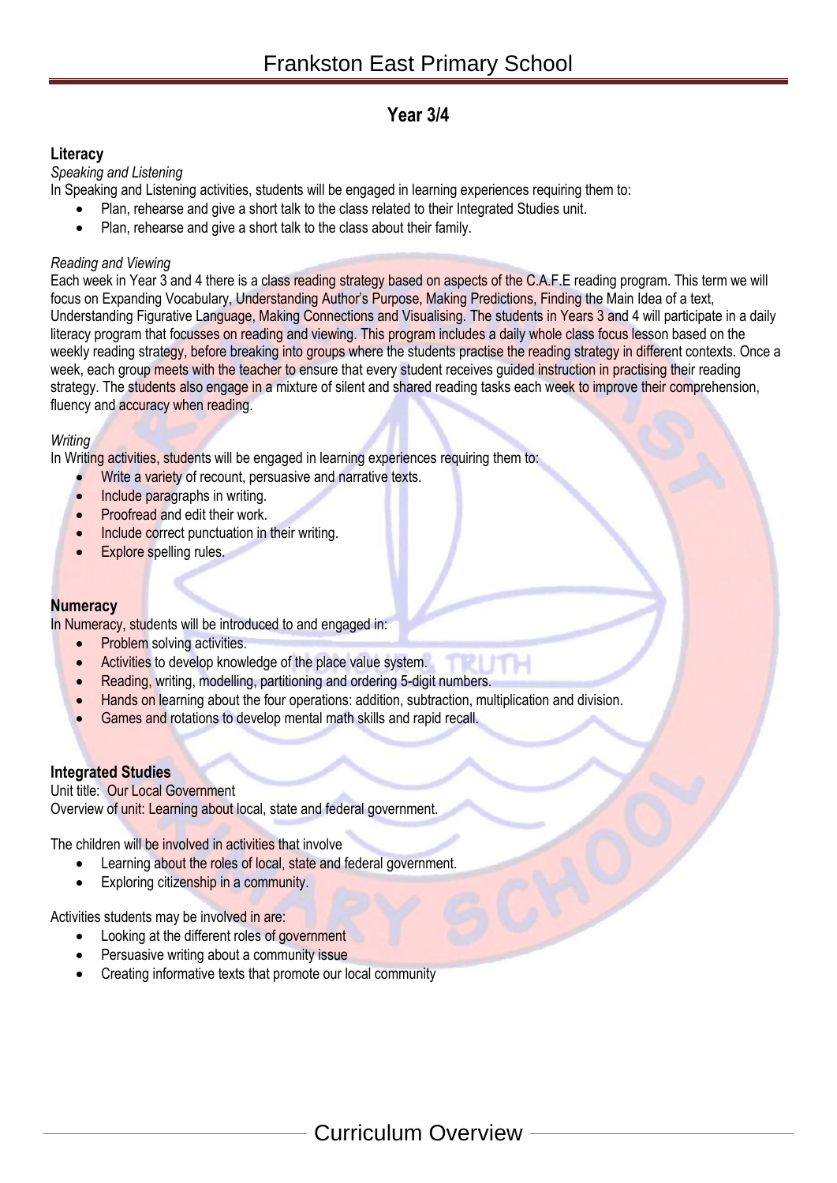## Year 3/4

### Literacy

*Speaking and Listening*

In Speaking and Listening activities, students will be engaged in learning experiences requiring them to:

- Plan, rehearse and give a short talk to the class related to their Integrated Studies unit.
- Plan, rehearse and give a short talk to the class about their family.

*Reading and Viewing*

Each week in Year 3 and 4 there is a class reading strategy based on aspects of the C.A.F.E reading program. This term we will focus on Expanding Vocabulary, Understanding Author's Purpose, Making Predictions, Finding the Main Idea of a text, Understanding Figurative Language, Making Connections and Visualising. The students in Years 3 and 4 will participate in a daily literacy program that focusses on reading and viewing. This program includes a daily whole class focus lesson based on the weekly reading strategy, before breaking into groups where the students practise the reading strategy in different contexts. Once a week, each group meets with the teacher to ensure that every student receives guided instruction in practising their reading strategy. The students also engage in a mixture of silent and shared reading tasks each week to improve their comprehension, fluency and accuracy when reading.

*Writing*

In Writing activities, students will be engaged in learning experiences requiring them to:

- Write a variety of recount, persuasive and narrative texts.
- Include paragraphs in writing.
- Proofread and edit their work.
- Include correct punctuation in their writing.
- Explore spelling rules.

### Numeracy

In Numeracy, students will be introduced to and engaged in:

- Problem solving activities.
- Activities to develop knowledge of the place value system.
- Reading, writing, modelling, partitioning and ordering 5-digit numbers.
- Hands on learning about the four operations: addition, subtraction, multiplication and division.
- Games and rotations to develop mental math skills and rapid recall.

### Integrated Studies

Unit title: Our Local Government

Overview of unit: Learning about local, state and federal government.

The children will be involved in activities that involve

- Learning about the roles of local, state and federal government.
- Exploring citizenship in a community.

Activities students may be involved in are:

- Looking at the different roles of government
- Persuasive writing about a community issue
- Creating informative texts that promote our local community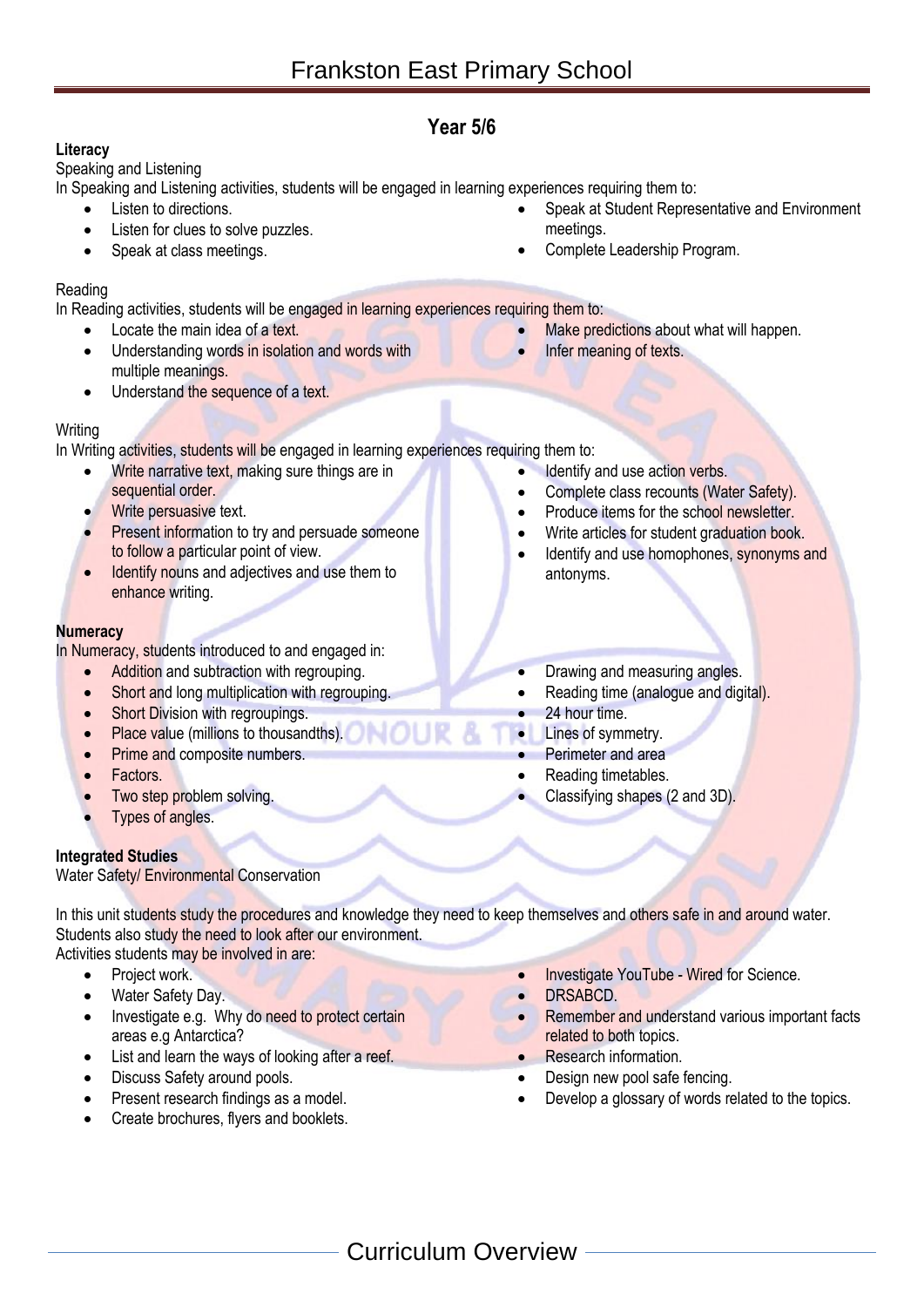# Frankston East Primary School

## Year 5/6

### Literacy

Speaking and Listening

In Speaking and Listening activities, students will be engaged in learning experiences requiring them to:

- Listen to directions.
- Listen for clues to solve puzzles.
- Speak at class meetings.
- Speak at Student Representative and Environment meetings.
- Complete Leadership Program.

Reading

In Reading activities, students will be engaged in learning experiences requiring them to:

- Locate the main idea of a text.
- Understanding words in isolation and words with multiple meanings.
- Understand the sequence of a text.
- Make predictions about what will happen.
- Infer meaning of texts.

Writing

In Writing activities, students will be engaged in learning experiences requiring them to:

- Write narrative text, making sure things are in sequential order.
- Write persuasive text.
- Present information to try and persuade someone to follow a particular point of view.
- Identify nouns and adjectives and use them to enhance writing.
- Identify and use action verbs.
- Complete class recounts (Water Safety).
- Produce items for the school newsletter.
- Write articles for student graduation book.
- Identify and use homophones, synonyms and antonyms.

### Numeracy

In Numeracy, students introduced to and engaged in:

- Addition and subtraction with regrouping.
- Short and long multiplication with regrouping.
- Short Division with regroupings.
- Place value (millions to thousandths).
- Prime and composite numbers.
- Factors.
- Two step problem solving.
- Types of angles.
- Drawing and measuring angles.
- Reading time (analogue and digital).
- 24 hour time.
- Lines of symmetry.
- Perimeter and area
- Reading timetables.
- Classifying shapes (2 and 3D).

### Integrated Studies

Water Safety/ Environmental Conservation

In this unit students study the procedures and knowledge they need to keep themselves and others safe in and around water. Students also study the need to look after our environment.

Activities students may be involved in are:

- Project work.
- Water Safety Day.
- Investigate e.g. Why do need to protect certain areas e.g Antarctica?
- List and learn the ways of looking after a reef.
- Discuss Safety around pools.
- Present research findings as a model.
- Create brochures, flyers and booklets.
- Investigate YouTube - Wired for Science.
- DRSABCD.
- Remember and understand various important facts related to both topics.
- Research information.
- Design new pool safe fencing.
- Develop a glossary of words related to the topics.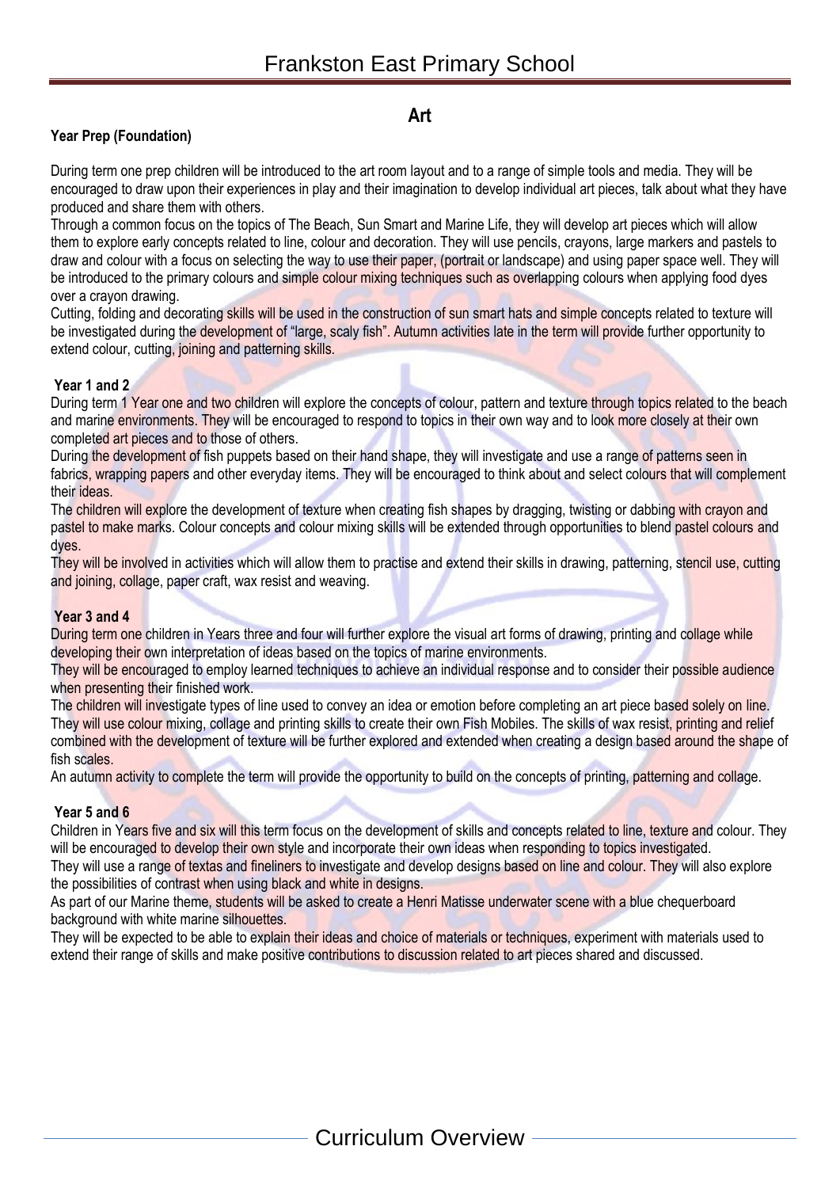## Art

### Year Prep (Foundation)

During term one prep children will be introduced to the art room layout and to a range of simple tools and media. They will be encouraged to draw upon their experiences in play and their imagination to develop individual art pieces, talk about what they have produced and share them with others.

Through a common focus on the topics of The Beach, Sun Smart and Marine Life, they will develop art pieces which will allow them to explore early concepts related to line, colour and decoration. They will use pencils, crayons, large markers and pastels to draw and colour with a focus on selecting the way to use their paper, (portrait or landscape) and using paper space well. They will be introduced to the primary colours and simple colour mixing techniques such as overlapping colours when applying food dyes over a crayon drawing.

Cutting, folding and decorating skills will be used in the construction of sun smart hats and simple concepts related to texture will be investigated during the development of "large, scaly fish". Autumn activities late in the term will provide further opportunity to extend colour, cutting, joining and patterning skills.

### Year 1 and 2

During term 1 Year one and two children will explore the concepts of colour, pattern and texture through topics related to the beach and marine environments. They will be encouraged to respond to topics in their own way and to look more closely at their own completed art pieces and to those of others.

During the development of fish puppets based on their hand shape, they will investigate and use a range of patterns seen in fabrics, wrapping papers and other everyday items. They will be encouraged to think about and select colours that will complement their ideas.

The children will explore the development of texture when creating fish shapes by dragging, twisting or dabbing with crayon and pastel to make marks. Colour concepts and colour mixing skills will be extended through opportunities to blend pastel colours and dyes.

They will be involved in activities which will allow them to practise and extend their skills in drawing, patterning, stencil use, cutting and joining, collage, paper craft, wax resist and weaving.

### Year 3 and 4

During term one children in Years three and four will further explore the visual art forms of drawing, printing and collage while developing their own interpretation of ideas based on the topics of marine environments.

They will be encouraged to employ learned techniques to achieve an individual response and to consider their possible audience when presenting their finished work.

The children will investigate types of line used to convey an idea or emotion before completing an art piece based solely on line. They will use colour mixing, collage and printing skills to create their own Fish Mobiles. The skills of wax resist, printing and relief combined with the development of texture will be further explored and extended when creating a design based around the shape of fish scales.

An autumn activity to complete the term will provide the opportunity to build on the concepts of printing, patterning and collage.

### Year 5 and 6

Children in Years five and six will this term focus on the development of skills and concepts related to line, texture and colour. They will be encouraged to develop their own style and incorporate their own ideas when responding to topics investigated.

They will use a range of textas and fineliners to investigate and develop designs based on line and colour. They will also explore the possibilities of contrast when using black and white in designs.

As part of our Marine theme, students will be asked to create a Henri Matisse underwater scene with a blue chequerboard background with white marine silhouettes.

They will be expected to be able to explain their ideas and choice of materials or techniques, experiment with materials used to extend their range of skills and make positive contributions to discussion related to art pieces shared and discussed.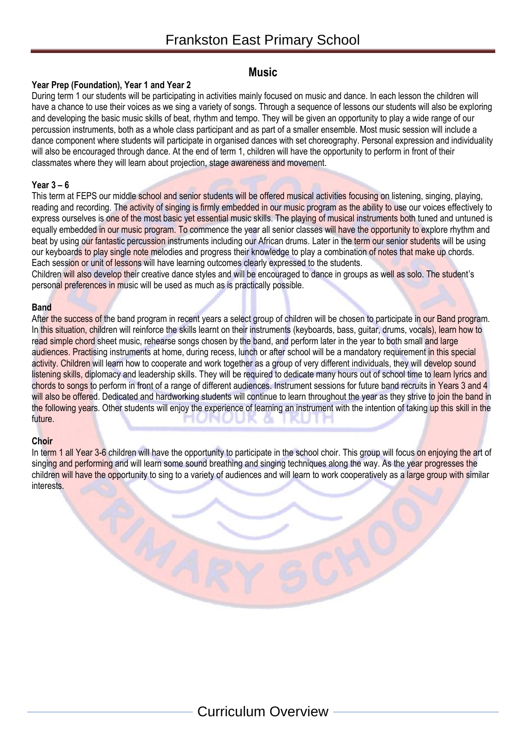## Music

### Year Prep (Foundation), Year 1 and Year 2

During term 1 our students will be participating in activities mainly focused on music and dance. In each lesson the children will have a chance to use their voices as we sing a variety of songs. Through a sequence of lessons our students will also be exploring and developing the basic music skills of beat, rhythm and tempo. They will be given an opportunity to play a wide range of our percussion instruments, both as a whole class participant and as part of a smaller ensemble. Most music session will include a dance component where students will participate in organised dances with set choreography. Personal expression and individuality will also be encouraged through dance. At the end of term 1, children will have the opportunity to perform in front of their classmates where they will learn about projection, stage awareness and movement.

### Year 3 – 6

This term at FEPS our middle school and senior students will be offered musical activities focusing on listening, singing, playing, reading and recording. The activity of singing is firmly embedded in our music program as the ability to use our voices effectively to express ourselves is one of the most basic yet essential music skills. The playing of musical instruments both tuned and untuned is equally embedded in our music program. To commence the year all senior classes will have the opportunity to explore rhythm and beat by using our fantastic percussion instruments including our African drums. Later in the term our senior students will be using our keyboards to play single note melodies and progress their knowledge to play a combination of notes that make up chords. Each session or unit of lessons will have learning outcomes clearly expressed to the students.

Children will also develop their creative dance styles and will be encouraged to dance in groups as well as solo. The student's personal preferences in music will be used as much as is practically possible.

### Band

After the success of the band program in recent years a select group of children will be chosen to participate in our Band program. In this situation, children will reinforce the skills learnt on their instruments (keyboards, bass, guitar, drums, vocals), learn how to read simple chord sheet music, rehearse songs chosen by the band, and perform later in the year to both small and large audiences. Practising instruments at home, during recess, lunch or after school will be a mandatory requirement in this special activity. Children will learn how to cooperate and work together as a group of very different individuals, they will develop sound listening skills, diplomacy and leadership skills. They will be required to dedicate many hours out of school time to learn lyrics and chords to songs to perform in front of a range of different audiences. Instrument sessions for future band recruits in Years 3 and 4 will also be offered. Dedicated and hardworking students will continue to learn throughout the year as they strive to join the band in the following years. Other students will enjoy the experience of learning an instrument with the intention of taking up this skill in the future.

### Choir

In term 1 all Year 3-6 children will have the opportunity to participate in the school choir. This group will focus on enjoying the art of singing and performing and will learn some sound breathing and singing techniques along the way. As the year progresses the children will have the opportunity to sing to a variety of audiences and will learn to work cooperatively as a large group with similar interests.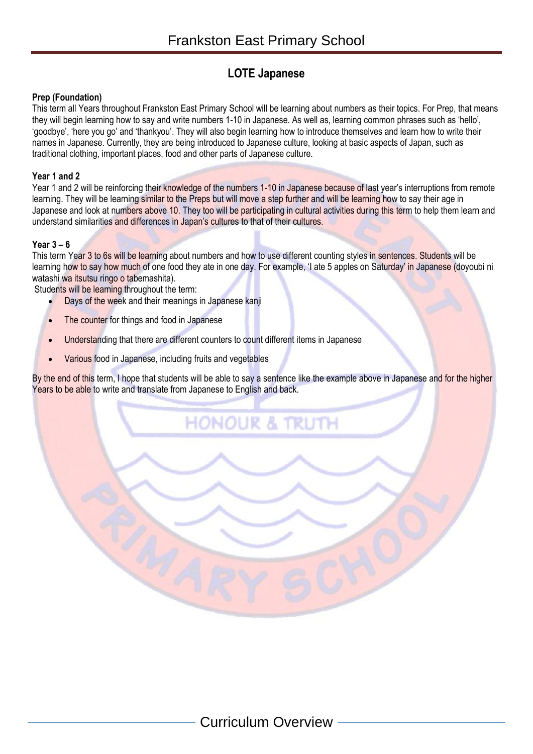## LOTE Japanese

**Prep (Foundation)**

This term all Years throughout Frankston East Primary School will be learning about numbers as their topics. For Prep, that means they will begin learning how to say and write numbers 1-10 in Japanese. As well as, learning common phrases such as 'hello', 'goodbye', 'here you go' and 'thankyou'. They will also begin learning how to introduce themselves and learn how to write their names in Japanese. Currently, they are being introduced to Japanese culture, looking at basic aspects of Japan, such as traditional clothing, important places, food and other parts of Japanese culture.

**Year 1 and 2**

Year 1 and 2 will be reinforcing their knowledge of the numbers 1-10 in Japanese because of last year's interruptions from remote learning. They will be learning similar to the Preps but will move a step further and will be learning how to say their age in Japanese and look at numbers above 10. They too will be participating in cultural activities during this term to help them learn and understand similarities and differences in Japan's cultures to that of their cultures.

**Year 3 – 6**

This term Year 3 to 6s will be learning about numbers and how to use different counting styles in sentences. Students will be learning how to say how much of one food they ate in one day. For example, 'I ate 5 apples on Saturday' in Japanese (doyoubi ni watashi wa itsutsu ringo o tabemashita).

Students will be learning throughout the term:

- Days of the week and their meanings in Japanese kanji
- The counter for things and food in Japanese
- Understanding that there are different counters to count different items in Japanese
- Various food in Japanese, including fruits and vegetables

By the end of this term, I hope that students will be able to say a sentence like the example above in Japanese and for the higher Years to be able to write and translate from Japanese to English and back.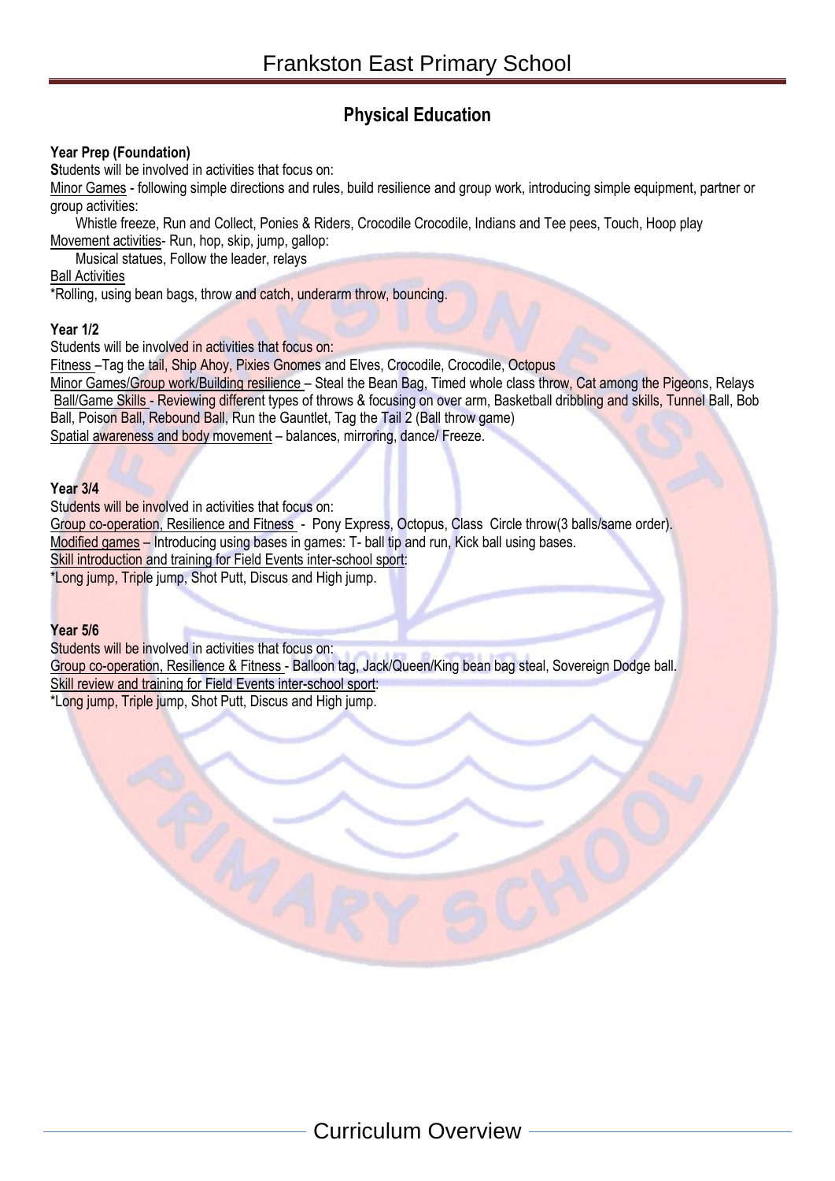# Frankston East Primary School

## Physical Education

**Year Prep (Foundation)**

**S**tudents will be involved in activities that focus on:

Minor Games - following simple directions and rules, build resilience and group work, introducing simple equipment, partner or group activities:

Whistle freeze, Run and Collect, Ponies & Riders, Crocodile Crocodile, Indians and Tee pees, Touch, Hoop play

Movement activities- Run, hop, skip, jump, gallop:

Musical statues, Follow the leader, relays

Ball Activities

*Rolling, using bean bags, throw and catch, underarm throw, bouncing.

**Year 1/2**

Students will be involved in activities that focus on:

Fitness –Tag the tail, Ship Ahoy, Pixies Gnomes and Elves, Crocodile, Crocodile, Octopus

Minor Games/Group work/Building resilience – Steal the Bean Bag, Timed whole class throw, Cat among the Pigeons, Relays

Ball/Game Skills - Reviewing different types of throws & focusing on over arm, Basketball dribbling and skills, Tunnel Ball, Bob Ball, Poison Ball, Rebound Ball, Run the Gauntlet, Tag the Tail 2 (Ball throw game)

Spatial awareness and body movement – balances, mirroring, dance/ Freeze.

**Year 3/4**

Students will be involved in activities that focus on:

Group co-operation, Resilience and Fitness - Pony Express, Octopus, Class Circle throw(3 balls/same order).

Modified games – Introducing using bases in games: T- ball tip and run, Kick ball using bases.

Skill introduction and training for Field Events inter-school sport:

*Long jump, Triple jump, Shot Putt, Discus and High jump.

**Year 5/6**

Students will be involved in activities that focus on:

Group co-operation, Resilience & Fitness - Balloon tag, Jack/Queen/King bean bag steal, Sovereign Dodge ball.

Skill review and training for Field Events inter-school sport:

*Long jump, Triple jump, Shot Putt, Discus and High jump.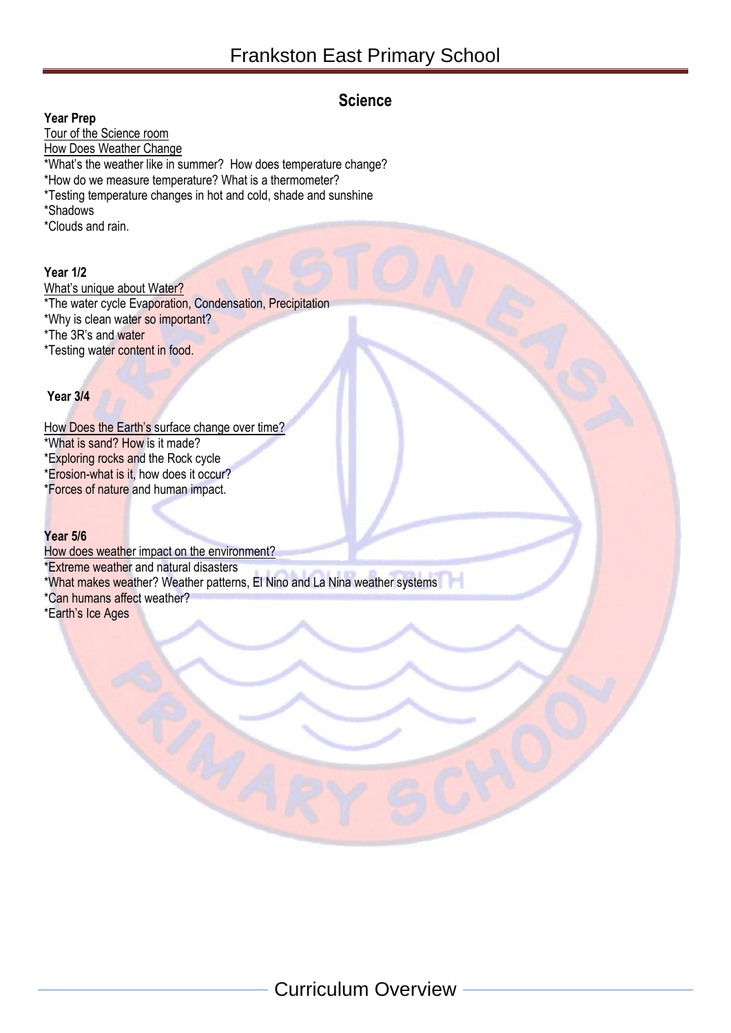## Science

**Year Prep**

Tour of the Science room

How Does Weather Change

*What's the weather like in summer? How does temperature change?
*How do we measure temperature? What is a thermometer?
*Testing temperature changes in hot and cold, shade and sunshine
*Shadows
*Clouds and rain.

**Year 1/2**

What's unique about Water?

*The water cycle Evaporation, Condensation, Precipitation
*Why is clean water so important?
*The 3R's and water
*Testing water content in food.

**Year 3/4**

How Does the Earth's surface change over time?

*What is sand? How is it made?
*Exploring rocks and the Rock cycle
*Erosion-what is it, how does it occur?
*Forces of nature and human impact.

**Year 5/6**

How does weather impact on the environment?

*Extreme weather and natural disasters
*What makes weather? Weather patterns, El Nino and La Nina weather systems
*Can humans affect weather?
*Earth's Ice Ages